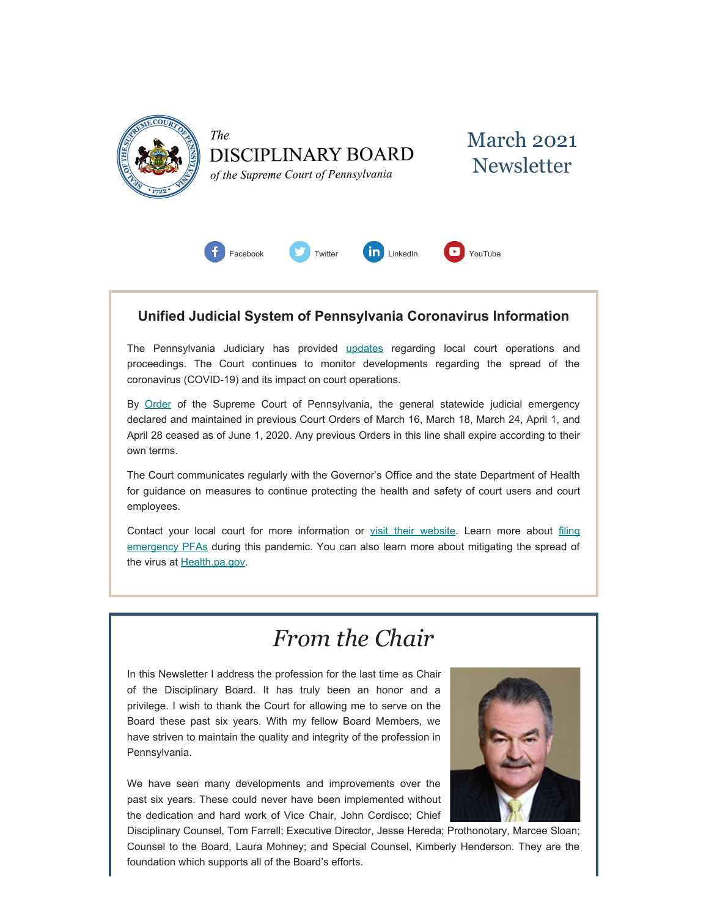# The DISCIPLINARY BOARD of the Supreme Court of Pennsylvania

## March 2021 Newsletter

Facebook Twitter LinkedIn YouTube

### Unified Judicial System of Pennsylvania Coronavirus Information

The Pennsylvania Judiciary has provided updates regarding local court operations and proceedings. The Court continues to monitor developments regarding the spread of the coronavirus (COVID-19) and its impact on court operations.

By Order of the Supreme Court of Pennsylvania, the general statewide judicial emergency declared and maintained in previous Court Orders of March 16, March 18, March 24, April 1, and April 28 ceased as of June 1, 2020. Any previous Orders in this line shall expire according to their own terms.

The Court communicates regularly with the Governor's Office and the state Department of Health for guidance on measures to continue protecting the health and safety of court users and court employees.

Contact your local court for more information or visit their website. Learn more about filing emergency PFAs during this pandemic. You can also learn more about mitigating the spread of the virus at Health.pa.gov.

## *From the Chair*

In this Newsletter I address the profession for the last time as Chair of the Disciplinary Board. It has truly been an honor and a privilege. I wish to thank the Court for allowing me to serve on the Board these past six years. With my fellow Board Members, we have striven to maintain the quality and integrity of the profession in Pennsylvania.

We have seen many developments and improvements over the past six years. These could never have been implemented without the dedication and hard work of Vice Chair, John Cordisco; Chief Disciplinary Counsel, Tom Farrell; Executive Director, Jesse Hereda; Prothonotary, Marcee Sloan; Counsel to the Board, Laura Mohney; and Special Counsel, Kimberly Henderson. They are the foundation which supports all of the Board's efforts.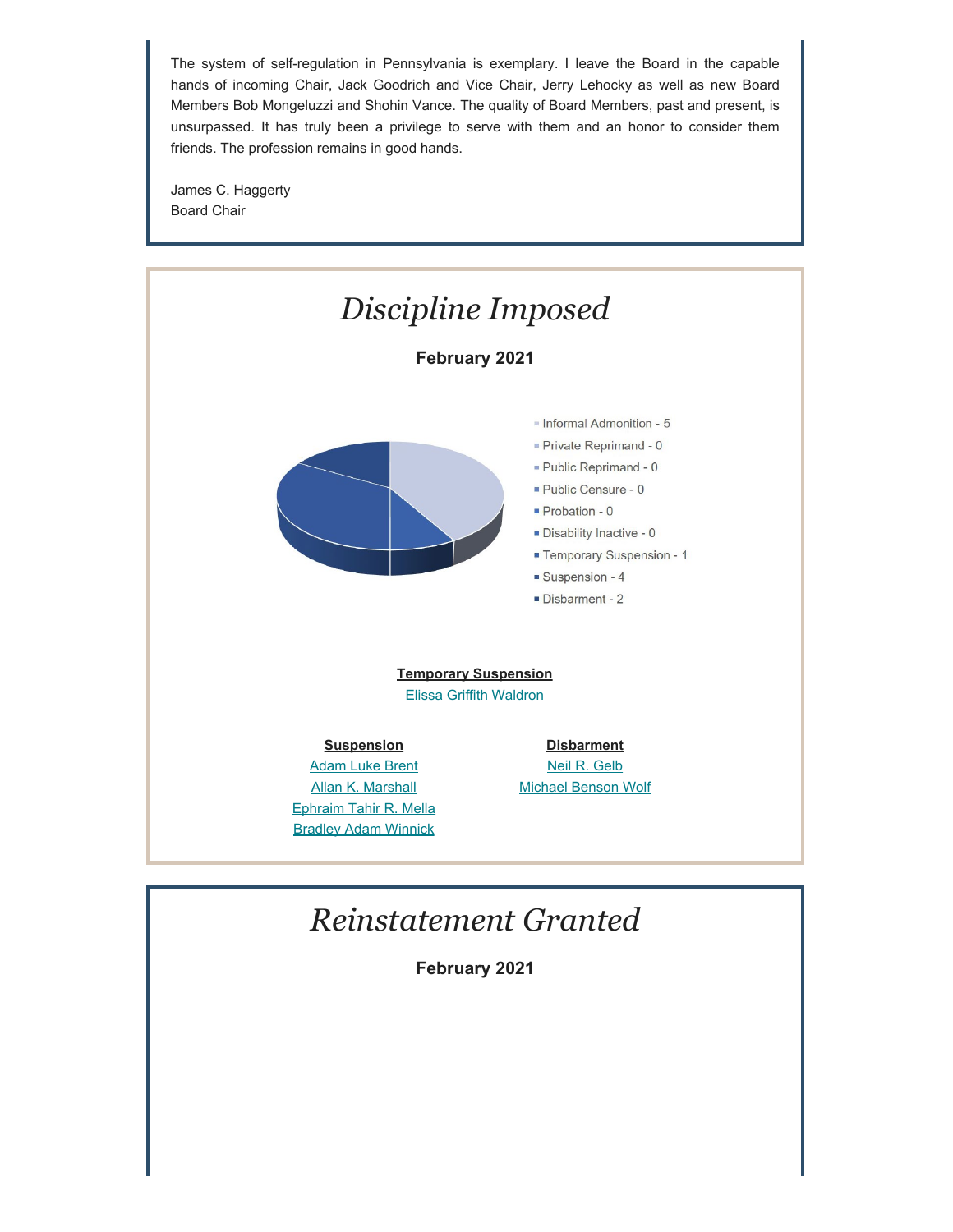The system of self-regulation in Pennsylvania is exemplary. I leave the Board in the capable hands of incoming Chair, Jack Goodrich and Vice Chair, Jerry Lehocky as well as new Board Members Bob Mongeluzzi and Shohin Vance. The quality of Board Members, past and present, is unsurpassed. It has truly been a privilege to serve with them and an honor to consider them friends. The profession remains in good hands.

James C. Haggerty
Board Chair

# *Discipline Imposed*

**February 2021**

- Informal Admonition - 5
- Private Reprimand - 0
- Public Reprimand - 0
- Public Censure - 0
- Probation - 0
- Disability Inactive - 0
- Temporary Suspension - 1
- Suspension - 4
- Disbarment - 2

**Temporary Suspension**

Elissa Griffith Waldron

**Suspension**

Adam Luke Brent
Allan K. Marshall
Ephraim Tahir R. Mella
Bradley Adam Winnick

**Disbarment**

Neil R. Gelb
Michael Benson Wolf

# *Reinstatement Granted*

**February 2021**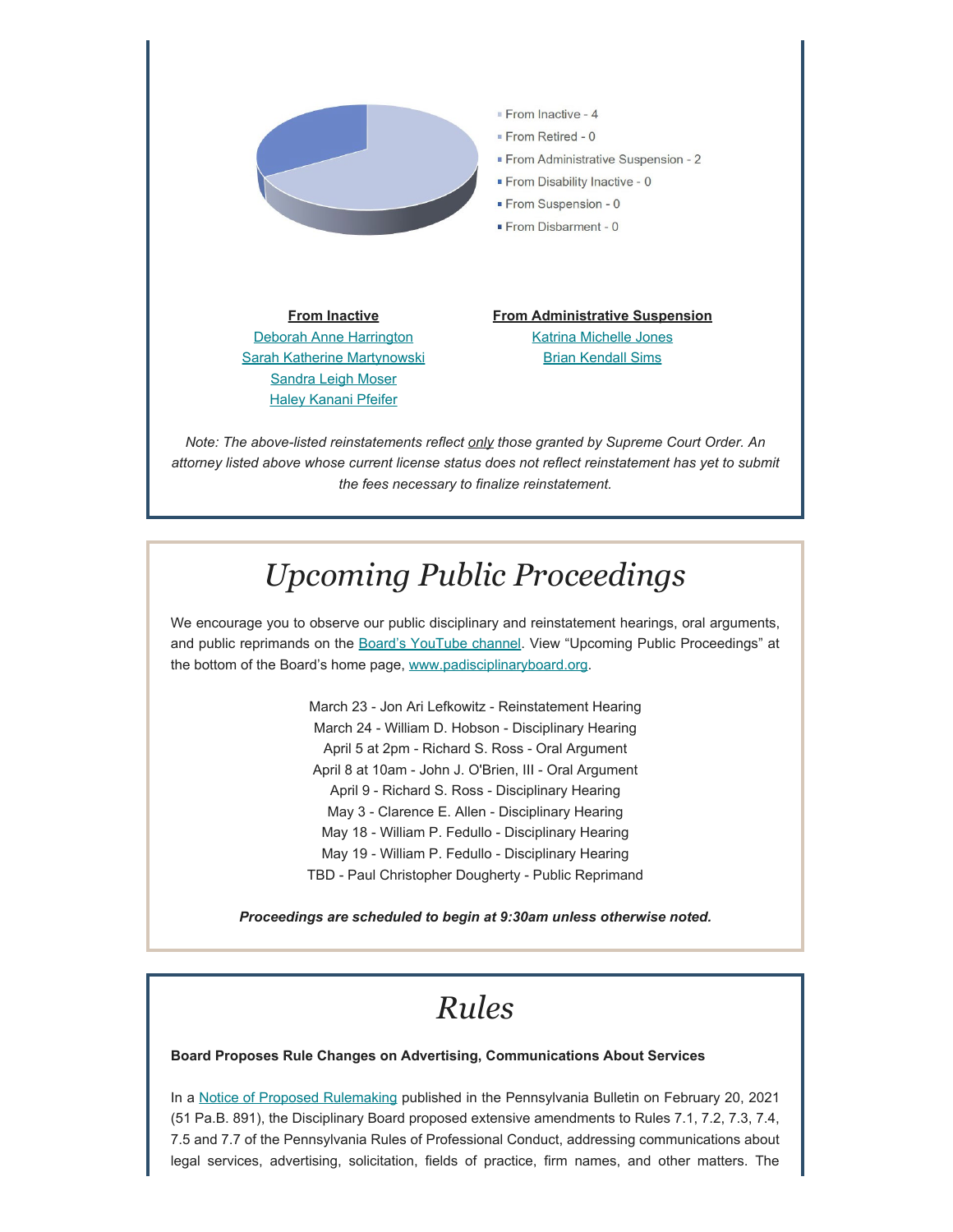- From Inactive - 4
- From Retired - 0
- From Administrative Suspension - 2
- From Disability Inactive - 0
- From Suspension - 0
- From Disbarment - 0

**From Inactive**

Deborah Anne Harrington
Sarah Katherine Martynowski
Sandra Leigh Moser
Haley Kanani Pfeifer

**From Administrative Suspension**

Katrina Michelle Jones
Brian Kendall Sims

*Note: The above-listed reinstatements reflect only those granted by Supreme Court Order. An attorney listed above whose current license status does not reflect reinstatement has yet to submit the fees necessary to finalize reinstatement.*

# *Upcoming Public Proceedings*

We encourage you to observe our public disciplinary and reinstatement hearings, oral arguments, and public reprimands on the Board's YouTube channel. View "Upcoming Public Proceedings" at the bottom of the Board's home page, www.padisciplinaryboard.org.

March 23 - Jon Ari Lefkowitz - Reinstatement Hearing
March 24 - William D. Hobson - Disciplinary Hearing
April 5 at 2pm - Richard S. Ross - Oral Argument
April 8 at 10am - John J. O'Brien, III - Oral Argument
April 9 - Richard S. Ross - Disciplinary Hearing
May 3 - Clarence E. Allen - Disciplinary Hearing
May 18 - William P. Fedullo - Disciplinary Hearing
May 19 - William P. Fedullo - Disciplinary Hearing
TBD - Paul Christopher Dougherty - Public Reprimand

***Proceedings are scheduled to begin at 9:30am unless otherwise noted.***

# *Rules*

**Board Proposes Rule Changes on Advertising, Communications About Services**

In a Notice of Proposed Rulemaking published in the Pennsylvania Bulletin on February 20, 2021 (51 Pa.B. 891), the Disciplinary Board proposed extensive amendments to Rules 7.1, 7.2, 7.3, 7.4, 7.5 and 7.7 of the Pennsylvania Rules of Professional Conduct, addressing communications about legal services, advertising, solicitation, fields of practice, firm names, and other matters. The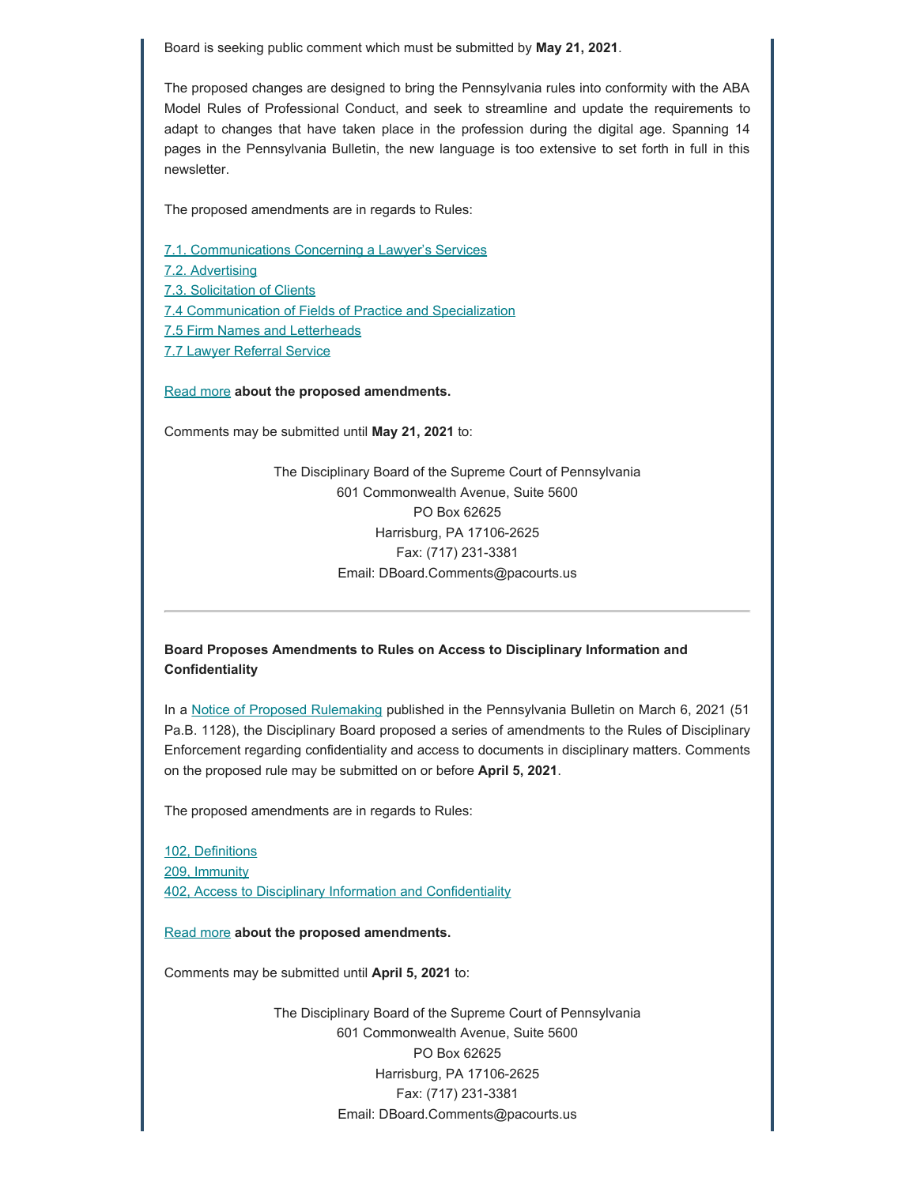Board is seeking public comment which must be submitted by **May 21, 2021**.

The proposed changes are designed to bring the Pennsylvania rules into conformity with the ABA Model Rules of Professional Conduct, and seek to streamline and update the requirements to adapt to changes that have taken place in the profession during the digital age. Spanning 14 pages in the Pennsylvania Bulletin, the new language is too extensive to set forth in full in this newsletter.

The proposed amendments are in regards to Rules:

7.1. Communications Concerning a Lawyer's Services
7.2. Advertising
7.3. Solicitation of Clients
7.4 Communication of Fields of Practice and Specialization
7.5 Firm Names and Letterheads
7.7 Lawyer Referral Service

Read more **about the proposed amendments.**

Comments may be submitted until **May 21, 2021** to:

The Disciplinary Board of the Supreme Court of Pennsylvania
601 Commonwealth Avenue, Suite 5600
PO Box 62625
Harrisburg, PA 17106-2625
Fax: (717) 231-3381
Email: DBoard.Comments@pacourts.us

---

**Board Proposes Amendments to Rules on Access to Disciplinary Information and Confidentiality**

In a Notice of Proposed Rulemaking published in the Pennsylvania Bulletin on March 6, 2021 (51 Pa.B. 1128), the Disciplinary Board proposed a series of amendments to the Rules of Disciplinary Enforcement regarding confidentiality and access to documents in disciplinary matters. Comments on the proposed rule may be submitted on or before **April 5, 2021**.

The proposed amendments are in regards to Rules:

102, Definitions
209, Immunity
402, Access to Disciplinary Information and Confidentiality

Read more **about the proposed amendments.**

Comments may be submitted until **April 5, 2021** to:

The Disciplinary Board of the Supreme Court of Pennsylvania
601 Commonwealth Avenue, Suite 5600
PO Box 62625
Harrisburg, PA 17106-2625
Fax: (717) 231-3381
Email: DBoard.Comments@pacourts.us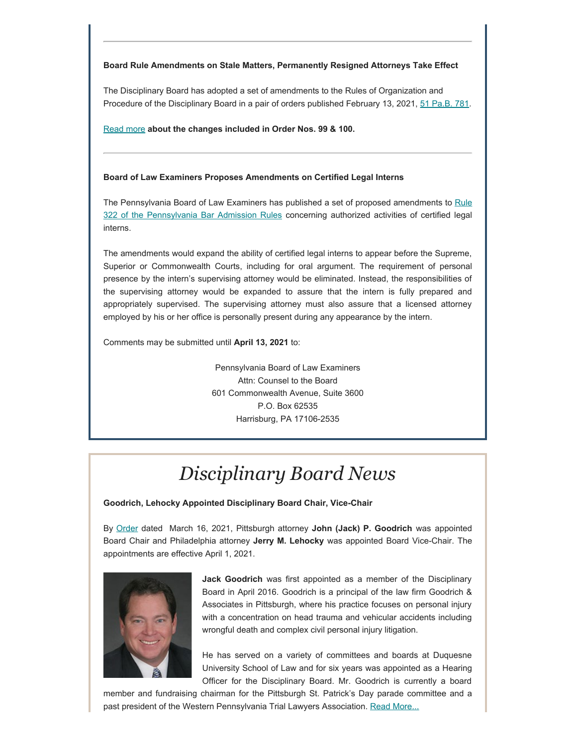---

**Board Rule Amendments on Stale Matters, Permanently Resigned Attorneys Take Effect**

The Disciplinary Board has adopted a set of amendments to the Rules of Organization and Procedure of the Disciplinary Board in a pair of orders published February 13, 2021, 51 Pa.B. 781.

Read more **about the changes included in Order Nos. 99 & 100.**

---

**Board of Law Examiners Proposes Amendments on Certified Legal Interns**

The Pennsylvania Board of Law Examiners has published a set of proposed amendments to Rule 322 of the Pennsylvania Bar Admission Rules concerning authorized activities of certified legal interns.

The amendments would expand the ability of certified legal interns to appear before the Supreme, Superior or Commonwealth Courts, including for oral argument. The requirement of personal presence by the intern's supervising attorney would be eliminated. Instead, the responsibilities of the supervising attorney would be expanded to assure that the intern is fully prepared and appropriately supervised. The supervising attorney must also assure that a licensed attorney employed by his or her office is personally present during any appearance by the intern.

Comments may be submitted until **April 13, 2021** to:

Pennsylvania Board of Law Examiners
Attn: Counsel to the Board
601 Commonwealth Avenue, Suite 3600
P.O. Box 62535
Harrisburg, PA 17106-2535

# *Disciplinary Board News*

**Goodrich, Lehocky Appointed Disciplinary Board Chair, Vice-Chair**

By Order dated March 16, 2021, Pittsburgh attorney **John (Jack) P. Goodrich** was appointed Board Chair and Philadelphia attorney **Jerry M. Lehocky** was appointed Board Vice-Chair. The appointments are effective April 1, 2021.

**Jack Goodrich** was first appointed as a member of the Disciplinary Board in April 2016. Goodrich is a principal of the law firm Goodrich & Associates in Pittsburgh, where his practice focuses on personal injury with a concentration on head trauma and vehicular accidents including wrongful death and complex civil personal injury litigation.

He has served on a variety of committees and boards at Duquesne University School of Law and for six years was appointed as a Hearing Officer for the Disciplinary Board. Mr. Goodrich is currently a board member and fundraising chairman for the Pittsburgh St. Patrick's Day parade committee and a past president of the Western Pennsylvania Trial Lawyers Association. Read More...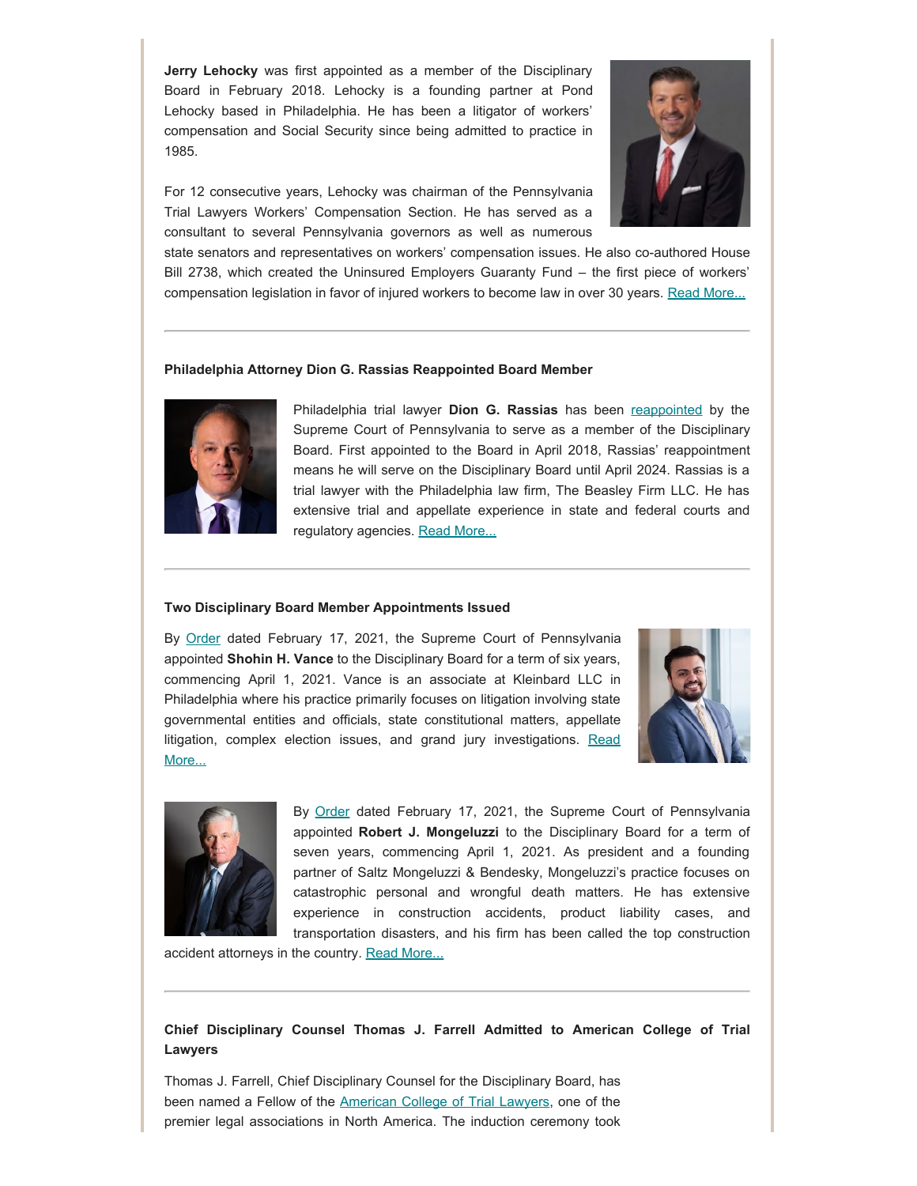**Jerry Lehocky** was first appointed as a member of the Disciplinary Board in February 2018. Lehocky is a founding partner at Pond Lehocky based in Philadelphia. He has been a litigator of workers' compensation and Social Security since being admitted to practice in 1985.

For 12 consecutive years, Lehocky was chairman of the Pennsylvania Trial Lawyers Workers' Compensation Section. He has served as a consultant to several Pennsylvania governors as well as numerous state senators and representatives on workers' compensation issues. He also co-authored House Bill 2738, which created the Uninsured Employers Guaranty Fund – the first piece of workers' compensation legislation in favor of injured workers to become law in over 30 years. Read More...

---

#### Philadelphia Attorney Dion G. Rassias Reappointed Board Member

Philadelphia trial lawyer **Dion G. Rassias** has been reappointed by the Supreme Court of Pennsylvania to serve as a member of the Disciplinary Board. First appointed to the Board in April 2018, Rassias' reappointment means he will serve on the Disciplinary Board until April 2024. Rassias is a trial lawyer with the Philadelphia law firm, The Beasley Firm LLC. He has extensive trial and appellate experience in state and federal courts and regulatory agencies. Read More...

---

#### Two Disciplinary Board Member Appointments Issued

By Order dated February 17, 2021, the Supreme Court of Pennsylvania appointed **Shohin H. Vance** to the Disciplinary Board for a term of six years, commencing April 1, 2021. Vance is an associate at Kleinbard LLC in Philadelphia where his practice primarily focuses on litigation involving state governmental entities and officials, state constitutional matters, appellate litigation, complex election issues, and grand jury investigations. Read More...

By Order dated February 17, 2021, the Supreme Court of Pennsylvania appointed **Robert J. Mongeluzzi** to the Disciplinary Board for a term of seven years, commencing April 1, 2021. As president and a founding partner of Saltz Mongeluzzi & Bendesky, Mongeluzzi's practice focuses on catastrophic personal and wrongful death matters. He has extensive experience in construction accidents, product liability cases, and transportation disasters, and his firm has been called the top construction accident attorneys in the country. Read More...

---

#### Chief Disciplinary Counsel Thomas J. Farrell Admitted to American College of Trial Lawyers

Thomas J. Farrell, Chief Disciplinary Counsel for the Disciplinary Board, has been named a Fellow of the American College of Trial Lawyers, one of the premier legal associations in North America. The induction ceremony took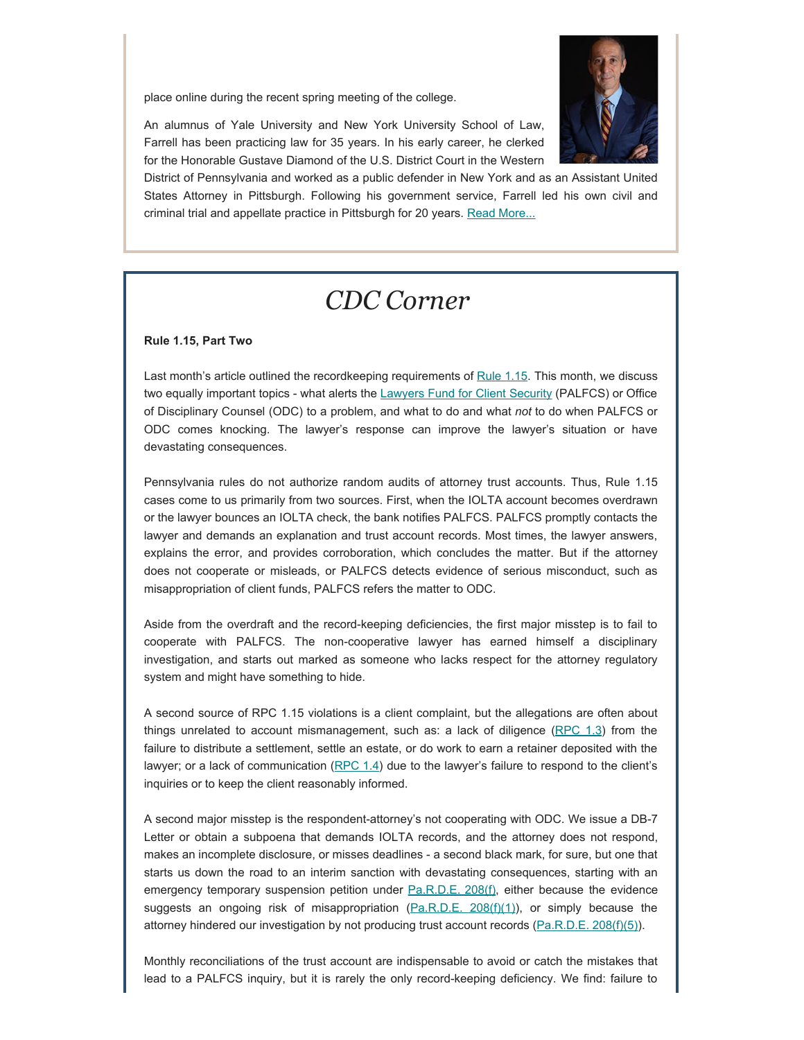place online during the recent spring meeting of the college.

An alumnus of Yale University and New York University School of Law, Farrell has been practicing law for 35 years. In his early career, he clerked for the Honorable Gustave Diamond of the U.S. District Court in the Western District of Pennsylvania and worked as a public defender in New York and as an Assistant United States Attorney in Pittsburgh. Following his government service, Farrell led his own civil and criminal trial and appellate practice in Pittsburgh for 20 years. Read More...

# *CDC Corner*

**Rule 1.15, Part Two**

Last month's article outlined the recordkeeping requirements of Rule 1.15. This month, we discuss two equally important topics - what alerts the Lawyers Fund for Client Security (PALFCS) or Office of Disciplinary Counsel (ODC) to a problem, and what to do and what *not* to do when PALFCS or ODC comes knocking. The lawyer's response can improve the lawyer's situation or have devastating consequences.

Pennsylvania rules do not authorize random audits of attorney trust accounts. Thus, Rule 1.15 cases come to us primarily from two sources. First, when the IOLTA account becomes overdrawn or the lawyer bounces an IOLTA check, the bank notifies PALFCS. PALFCS promptly contacts the lawyer and demands an explanation and trust account records. Most times, the lawyer answers, explains the error, and provides corroboration, which concludes the matter. But if the attorney does not cooperate or misleads, or PALFCS detects evidence of serious misconduct, such as misappropriation of client funds, PALFCS refers the matter to ODC.

Aside from the overdraft and the record-keeping deficiencies, the first major misstep is to fail to cooperate with PALFCS. The non-cooperative lawyer has earned himself a disciplinary investigation, and starts out marked as someone who lacks respect for the attorney regulatory system and might have something to hide.

A second source of RPC 1.15 violations is a client complaint, but the allegations are often about things unrelated to account mismanagement, such as: a lack of diligence (RPC 1.3) from the failure to distribute a settlement, settle an estate, or do work to earn a retainer deposited with the lawyer; or a lack of communication (RPC 1.4) due to the lawyer's failure to respond to the client's inquiries or to keep the client reasonably informed.

A second major misstep is the respondent-attorney's not cooperating with ODC. We issue a DB-7 Letter or obtain a subpoena that demands IOLTA records, and the attorney does not respond, makes an incomplete disclosure, or misses deadlines - a second black mark, for sure, but one that starts us down the road to an interim sanction with devastating consequences, starting with an emergency temporary suspension petition under Pa.R.D.E. 208(f), either because the evidence suggests an ongoing risk of misappropriation (Pa.R.D.E. 208(f)(1)), or simply because the attorney hindered our investigation by not producing trust account records (Pa.R.D.E. 208(f)(5)).

Monthly reconciliations of the trust account are indispensable to avoid or catch the mistakes that lead to a PALFCS inquiry, but it is rarely the only record-keeping deficiency. We find: failure to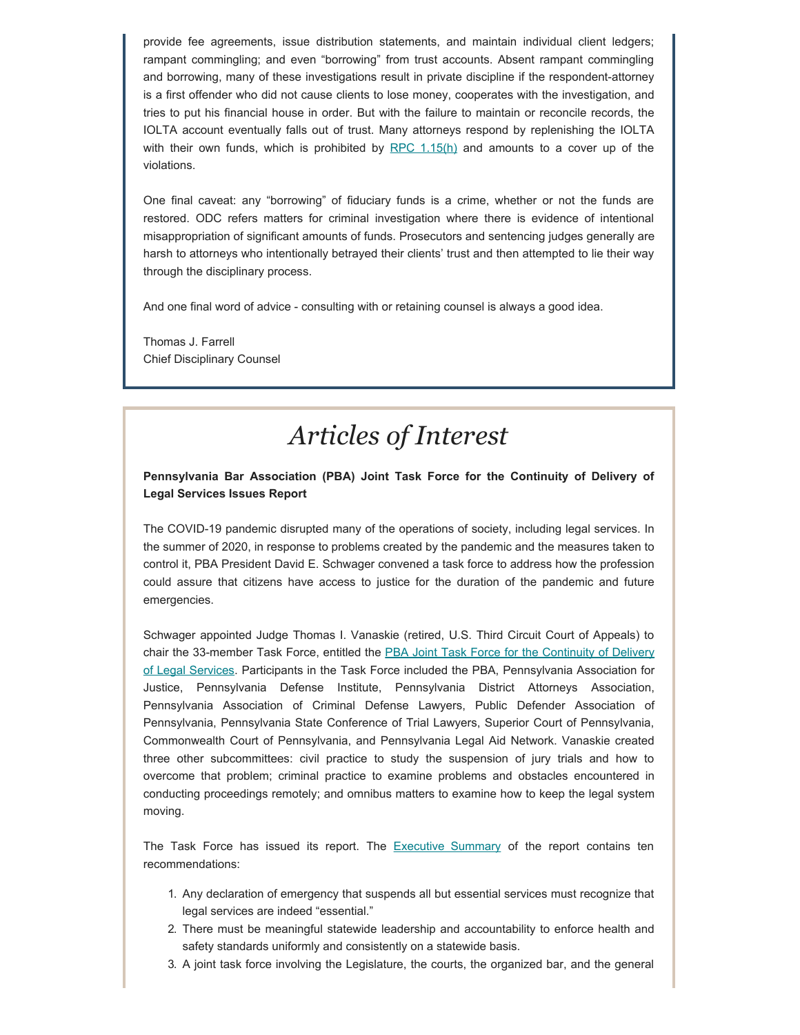provide fee agreements, issue distribution statements, and maintain individual client ledgers; rampant commingling; and even "borrowing" from trust accounts. Absent rampant commingling and borrowing, many of these investigations result in private discipline if the respondent-attorney is a first offender who did not cause clients to lose money, cooperates with the investigation, and tries to put his financial house in order. But with the failure to maintain or reconcile records, the IOLTA account eventually falls out of trust. Many attorneys respond by replenishing the IOLTA with their own funds, which is prohibited by RPC 1.15(h) and amounts to a cover up of the violations.

One final caveat: any "borrowing" of fiduciary funds is a crime, whether or not the funds are restored. ODC refers matters for criminal investigation where there is evidence of intentional misappropriation of significant amounts of funds. Prosecutors and sentencing judges generally are harsh to attorneys who intentionally betrayed their clients' trust and then attempted to lie their way through the disciplinary process.

And one final word of advice - consulting with or retaining counsel is always a good idea.

Thomas J. Farrell
Chief Disciplinary Counsel

# *Articles of Interest*

**Pennsylvania Bar Association (PBA) Joint Task Force for the Continuity of Delivery of Legal Services Issues Report**

The COVID-19 pandemic disrupted many of the operations of society, including legal services. In the summer of 2020, in response to problems created by the pandemic and the measures taken to control it, PBA President David E. Schwager convened a task force to address how the profession could assure that citizens have access to justice for the duration of the pandemic and future emergencies.

Schwager appointed Judge Thomas I. Vanaskie (retired, U.S. Third Circuit Court of Appeals) to chair the 33-member Task Force, entitled the PBA Joint Task Force for the Continuity of Delivery of Legal Services. Participants in the Task Force included the PBA, Pennsylvania Association for Justice, Pennsylvania Defense Institute, Pennsylvania District Attorneys Association, Pennsylvania Association of Criminal Defense Lawyers, Public Defender Association of Pennsylvania, Pennsylvania State Conference of Trial Lawyers, Superior Court of Pennsylvania, Commonwealth Court of Pennsylvania, and Pennsylvania Legal Aid Network. Vanaskie created three other subcommittees: civil practice to study the suspension of jury trials and how to overcome that problem; criminal practice to examine problems and obstacles encountered in conducting proceedings remotely; and omnibus matters to examine how to keep the legal system moving.

The Task Force has issued its report. The Executive Summary of the report contains ten recommendations:

1. Any declaration of emergency that suspends all but essential services must recognize that legal services are indeed "essential."
2. There must be meaningful statewide leadership and accountability to enforce health and safety standards uniformly and consistently on a statewide basis.
3. A joint task force involving the Legislature, the courts, the organized bar, and the general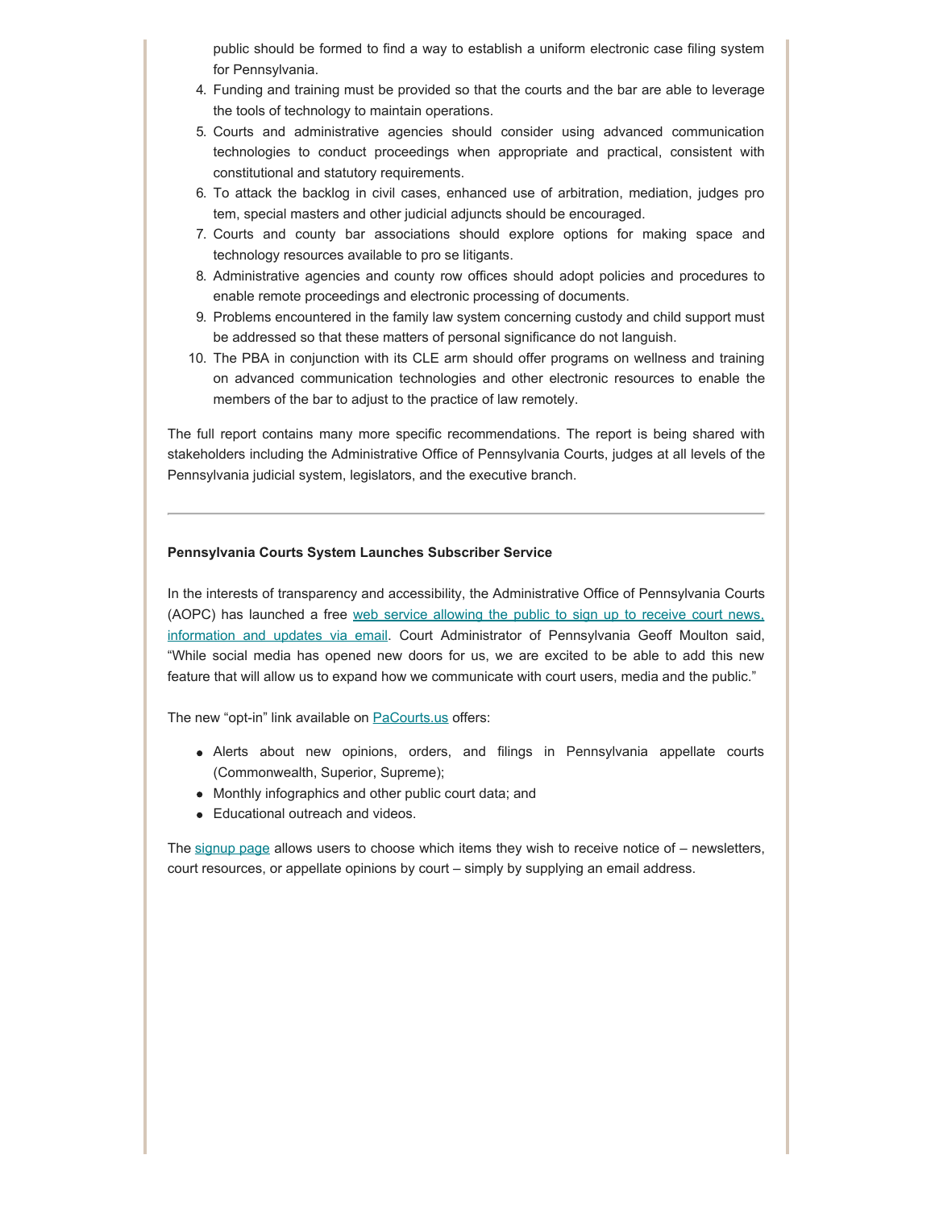public should be formed to find a way to establish a uniform electronic case filing system for Pennsylvania.

4. Funding and training must be provided so that the courts and the bar are able to leverage the tools of technology to maintain operations.
5. Courts and administrative agencies should consider using advanced communication technologies to conduct proceedings when appropriate and practical, consistent with constitutional and statutory requirements.
6. To attack the backlog in civil cases, enhanced use of arbitration, mediation, judges pro tem, special masters and other judicial adjuncts should be encouraged.
7. Courts and county bar associations should explore options for making space and technology resources available to pro se litigants.
8. Administrative agencies and county row offices should adopt policies and procedures to enable remote proceedings and electronic processing of documents.
9. Problems encountered in the family law system concerning custody and child support must be addressed so that these matters of personal significance do not languish.
10. The PBA in conjunction with its CLE arm should offer programs on wellness and training on advanced communication technologies and other electronic resources to enable the members of the bar to adjust to the practice of law remotely.

The full report contains many more specific recommendations. The report is being shared with stakeholders including the Administrative Office of Pennsylvania Courts, judges at all levels of the Pennsylvania judicial system, legislators, and the executive branch.

---

**Pennsylvania Courts System Launches Subscriber Service**

In the interests of transparency and accessibility, the Administrative Office of Pennsylvania Courts (AOPC) has launched a free web service allowing the public to sign up to receive court news, information and updates via email. Court Administrator of Pennsylvania Geoff Moulton said, "While social media has opened new doors for us, we are excited to be able to add this new feature that will allow us to expand how we communicate with court users, media and the public."

The new "opt-in" link available on PaCourts.us offers:

- Alerts about new opinions, orders, and filings in Pennsylvania appellate courts (Commonwealth, Superior, Supreme);
- Monthly infographics and other public court data; and
- Educational outreach and videos.

The signup page allows users to choose which items they wish to receive notice of – newsletters, court resources, or appellate opinions by court – simply by supplying an email address.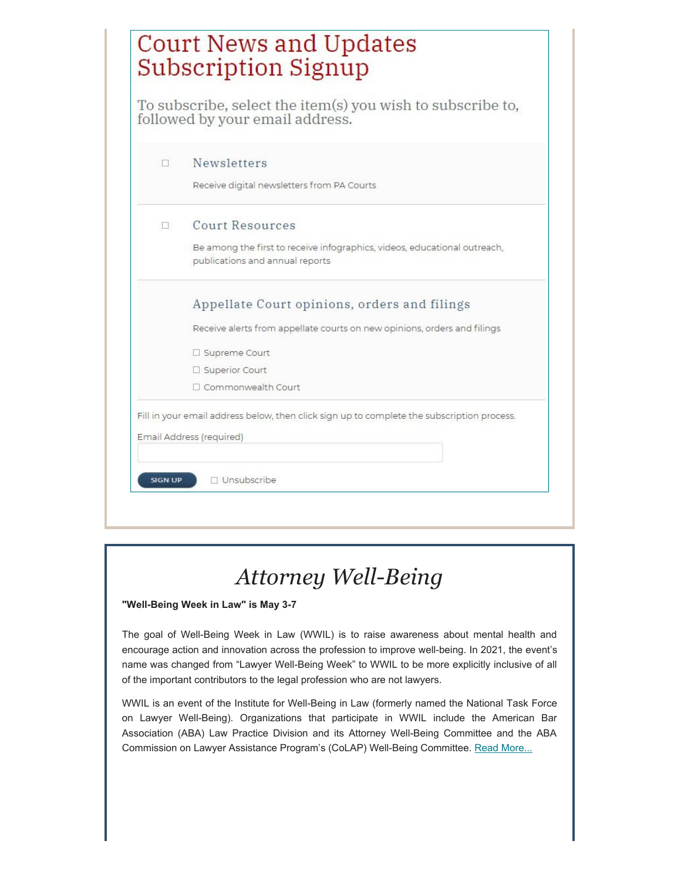# Court News and Updates Subscription Signup

To subscribe, select the item(s) you wish to subscribe to, followed by your email address.

☐ **Newsletters**

Receive digital newsletters from PA Courts

☐ **Court Resources**

Be among the first to receive infographics, videos, educational outreach, publications and annual reports

**Appellate Court opinions, orders and filings**

Receive alerts from appellate courts on new opinions, orders and filings

- ☐ Supreme Court
- ☐ Superior Court
- ☐ Commonwealth Court

Fill in your email address below, then click sign up to complete the subscription process.

Email Address (required)

SIGN UP ☐ Unsubscribe

# *Attorney Well-Being*

**"Well-Being Week in Law" is May 3-7**

The goal of Well-Being Week in Law (WWIL) is to raise awareness about mental health and encourage action and innovation across the profession to improve well-being. In 2021, the event's name was changed from "Lawyer Well-Being Week" to WWIL to be more explicitly inclusive of all of the important contributors to the legal profession who are not lawyers.

WWIL is an event of the Institute for Well-Being in Law (formerly named the National Task Force on Lawyer Well-Being). Organizations that participate in WWIL include the American Bar Association (ABA) Law Practice Division and its Attorney Well-Being Committee and the ABA Commission on Lawyer Assistance Program's (CoLAP) Well-Being Committee. Read More...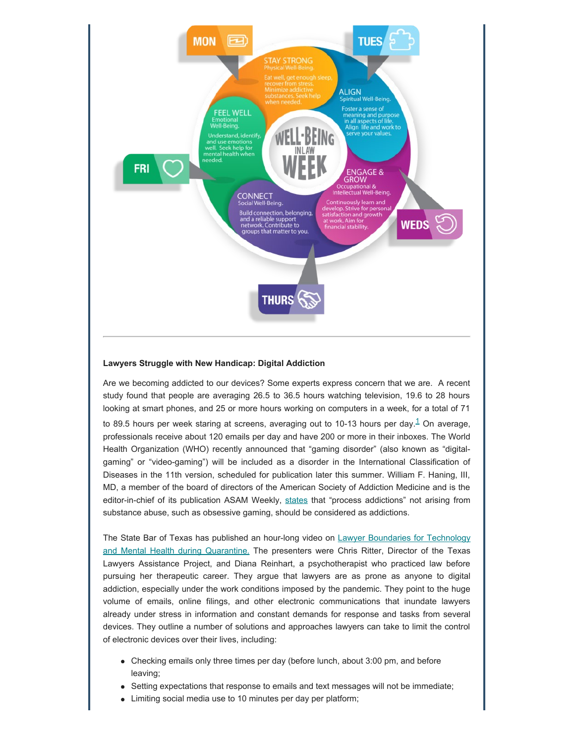MON

STAY STRONG
Physical Well-Being.
Eat well, get enough sleep, recover from stress. Minimize addictive substances. Seek help when needed.

TUES

ALIGN
Spiritual Well-Being.
Foster a sense of meaning and purpose in all aspects of life. Align life and work to serve your values.

WEDS

ENGAGE & GROW
Occupational & Intellectual Well-Being.
Continuously learn and develop. Strive for personal satisfaction and growth at work. Aim for financial stability.

THURS

CONNECT
Social Well-Being.
Build connection, belonging, and a reliable support network. Contribute to groups that matter to you.

FRI

FEEL WELL
Emotional Well-Being.
Understand, identify, and use emotions well. Seek help for mental health when needed.

WELL-BEING IN LAW WEEK

---

**Lawyers Struggle with New Handicap: Digital Addiction**

Are we becoming addicted to our devices? Some experts express concern that we are. A recent study found that people are averaging 26.5 to 36.5 hours watching television, 19.6 to 28 hours looking at smart phones, and 25 or more hours working on computers in a week, for a total of 71 to 89.5 hours per week staring at screens, averaging out to 10-13 hours per day.[1] On average, professionals receive about 120 emails per day and have 200 or more in their inboxes. The World Health Organization (WHO) recently announced that "gaming disorder" (also known as "digital-gaming" or "video-gaming") will be included as a disorder in the International Classification of Diseases in the 11th version, scheduled for publication later this summer. William F. Haning, III, MD, a member of the board of directors of the American Society of Addiction Medicine and is the editor-in-chief of its publication ASAM Weekly, states that "process addictions" not arising from substance abuse, such as obsessive gaming, should be considered as addictions.

The State Bar of Texas has published an hour-long video on Lawyer Boundaries for Technology and Mental Health during Quarantine. The presenters were Chris Ritter, Director of the Texas Lawyers Assistance Project, and Diana Reinhart, a psychotherapist who practiced law before pursuing her therapeutic career. They argue that lawyers are as prone as anyone to digital addiction, especially under the work conditions imposed by the pandemic. They point to the huge volume of emails, online filings, and other electronic communications that inundate lawyers already under stress in information and constant demands for response and tasks from several devices. They outline a number of solutions and approaches lawyers can take to limit the control of electronic devices over their lives, including:

- Checking emails only three times per day (before lunch, about 3:00 pm, and before leaving;
- Setting expectations that response to emails and text messages will not be immediate;
- Limiting social media use to 10 minutes per day per platform;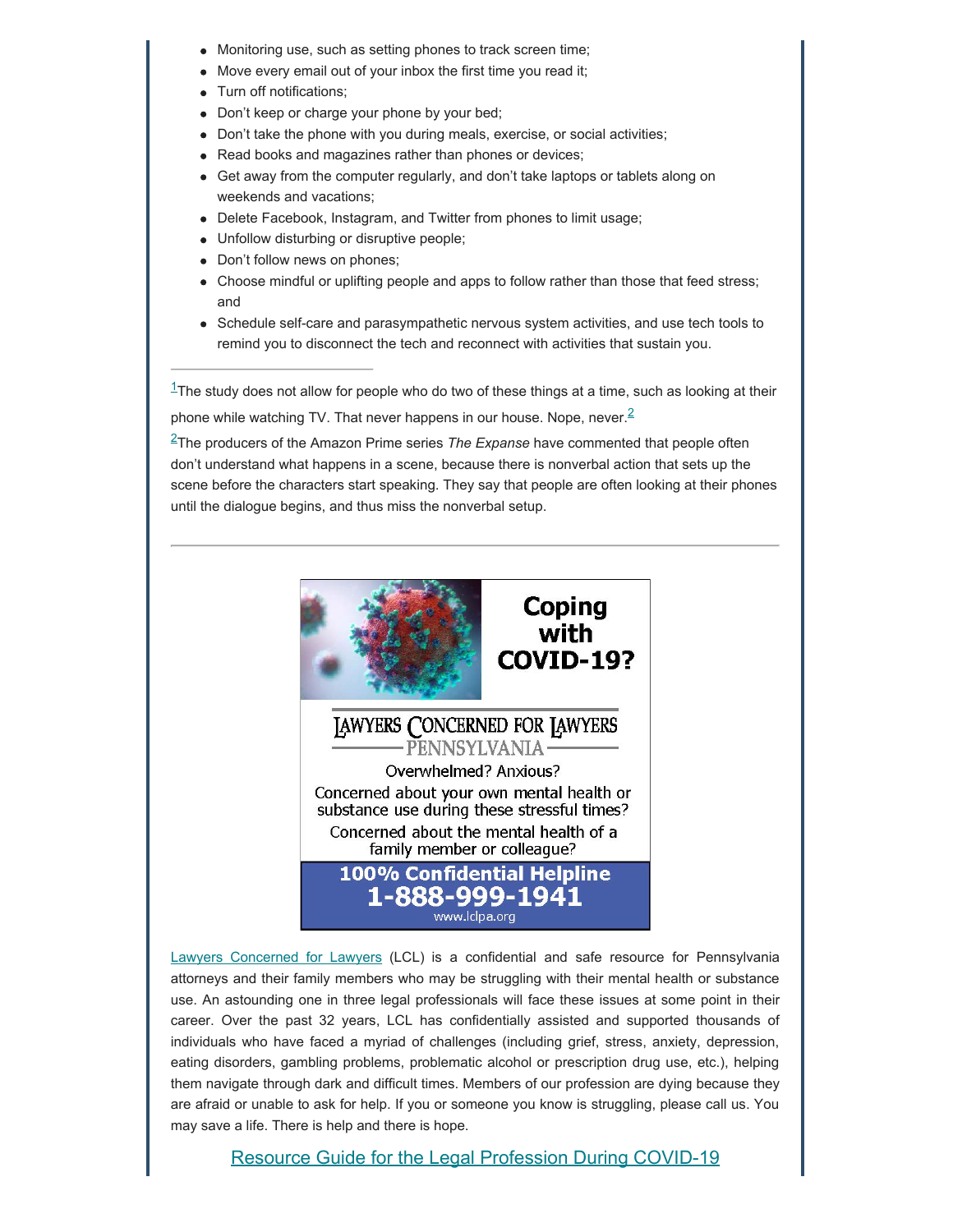- Monitoring use, such as setting phones to track screen time;
- Move every email out of your inbox the first time you read it;
- Turn off notifications;
- Don't keep or charge your phone by your bed;
- Don't take the phone with you during meals, exercise, or social activities;
- Read books and magazines rather than phones or devices;
- Get away from the computer regularly, and don't take laptops or tablets along on weekends and vacations;
- Delete Facebook, Instagram, and Twitter from phones to limit usage;
- Unfollow disturbing or disruptive people;
- Don't follow news on phones;
- Choose mindful or uplifting people and apps to follow rather than those that feed stress; and
- Schedule self-care and parasympathetic nervous system activities, and use tech tools to remind you to disconnect the tech and reconnect with activities that sustain you.

---

[1]The study does not allow for people who do two of these things at a time, such as looking at their phone while watching TV. That never happens in our house. Nope, never.[2]

[2]The producers of the Amazon Prime series *The Expanse* have commented that people often don't understand what happens in a scene, because there is nonverbal action that sets up the scene before the characters start speaking. They say that people are often looking at their phones until the dialogue begins, and thus miss the nonverbal setup.

---

**Coping with COVID-19?**

LAWYERS CONCERNED FOR LAWYERS
PENNSYLVANIA

Overwhelmed? Anxious?

Concerned about your own mental health or substance use during these stressful times?

Concerned about the mental health of a family member or colleague?

**100% Confidential Helpline**
**1-888-999-1941**
www.lclpa.org

Lawyers Concerned for Lawyers (LCL) is a confidential and safe resource for Pennsylvania attorneys and their family members who may be struggling with their mental health or substance use. An astounding one in three legal professionals will face these issues at some point in their career. Over the past 32 years, LCL has confidentially assisted and supported thousands of individuals who have faced a myriad of challenges (including grief, stress, anxiety, depression, eating disorders, gambling problems, problematic alcohol or prescription drug use, etc.), helping them navigate through dark and difficult times. Members of our profession are dying because they are afraid or unable to ask for help. If you or someone you know is struggling, please call us. You may save a life. There is help and there is hope.

Resource Guide for the Legal Profession During COVID-19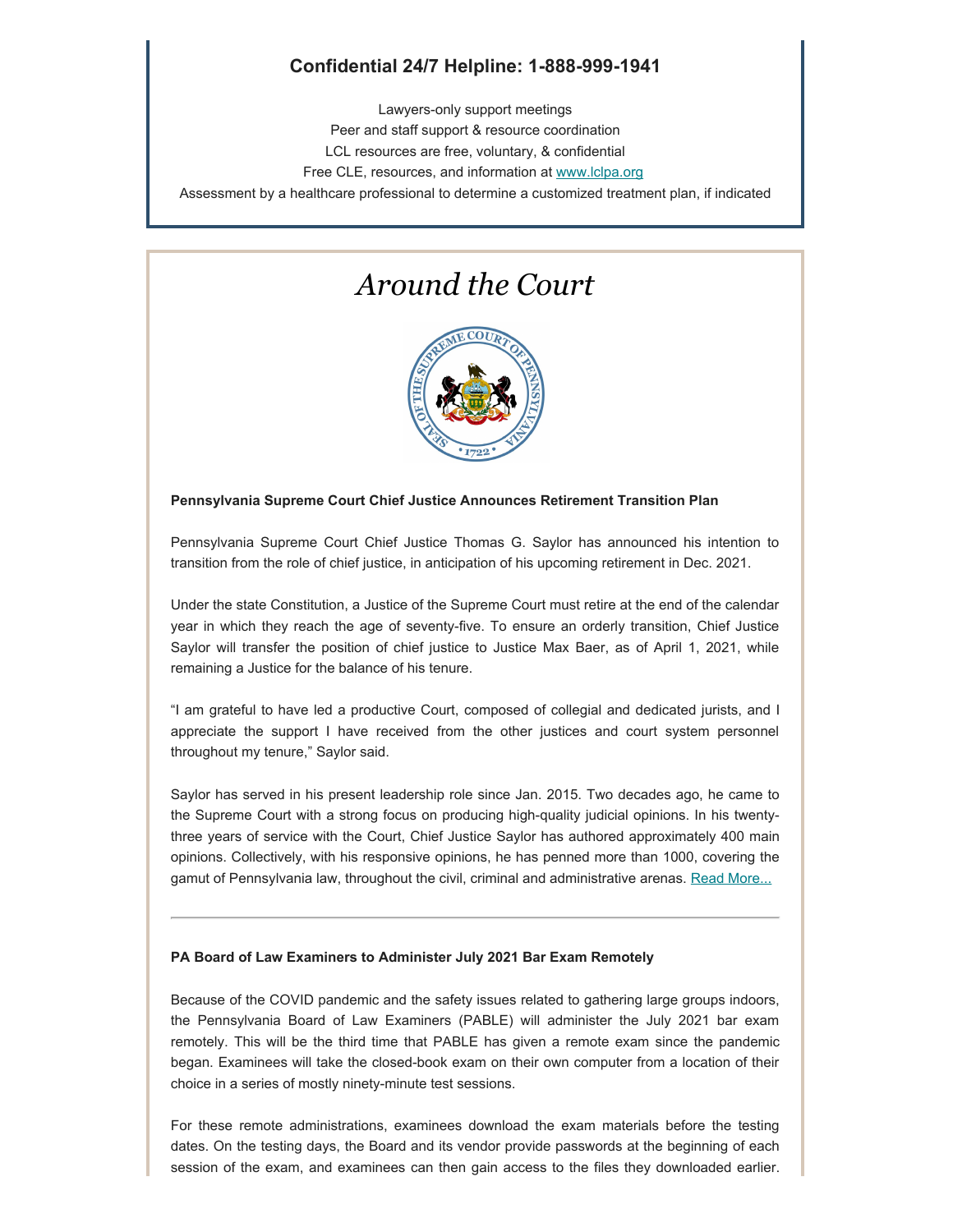**Confidential 24/7 Helpline: 1-888-999-1941**

Lawyers-only support meetings
Peer and staff support & resource coordination
LCL resources are free, voluntary, & confidential
Free CLE, resources, and information at [www.lclpa.org](www.lclpa.org)
Assessment by a healthcare professional to determine a customized treatment plan, if indicated

# *Around the Court*

**Pennsylvania Supreme Court Chief Justice Announces Retirement Transition Plan**

Pennsylvania Supreme Court Chief Justice Thomas G. Saylor has announced his intention to transition from the role of chief justice, in anticipation of his upcoming retirement in Dec. 2021.

Under the state Constitution, a Justice of the Supreme Court must retire at the end of the calendar year in which they reach the age of seventy-five. To ensure an orderly transition, Chief Justice Saylor will transfer the position of chief justice to Justice Max Baer, as of April 1, 2021, while remaining a Justice for the balance of his tenure.

"I am grateful to have led a productive Court, composed of collegial and dedicated jurists, and I appreciate the support I have received from the other justices and court system personnel throughout my tenure," Saylor said.

Saylor has served in his present leadership role since Jan. 2015. Two decades ago, he came to the Supreme Court with a strong focus on producing high-quality judicial opinions. In his twenty-three years of service with the Court, Chief Justice Saylor has authored approximately 400 main opinions. Collectively, with his responsive opinions, he has penned more than 1000, covering the gamut of Pennsylvania law, throughout the civil, criminal and administrative arenas. Read More...

---

**PA Board of Law Examiners to Administer July 2021 Bar Exam Remotely**

Because of the COVID pandemic and the safety issues related to gathering large groups indoors, the Pennsylvania Board of Law Examiners (PABLE) will administer the July 2021 bar exam remotely. This will be the third time that PABLE has given a remote exam since the pandemic began. Examinees will take the closed-book exam on their own computer from a location of their choice in a series of mostly ninety-minute test sessions.

For these remote administrations, examinees download the exam materials before the testing dates. On the testing days, the Board and its vendor provide passwords at the beginning of each session of the exam, and examinees can then gain access to the files they downloaded earlier.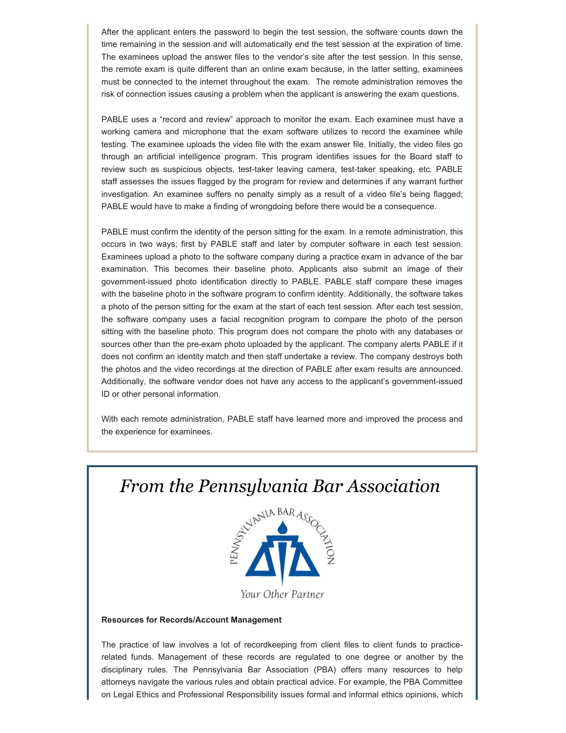After the applicant enters the password to begin the test session, the software counts down the time remaining in the session and will automatically end the test session at the expiration of time. The examinees upload the answer files to the vendor's site after the test session. In this sense, the remote exam is quite different than an online exam because, in the latter setting, examinees must be connected to the internet throughout the exam. The remote administration removes the risk of connection issues causing a problem when the applicant is answering the exam questions.

PABLE uses a "record and review" approach to monitor the exam. Each examinee must have a working camera and microphone that the exam software utilizes to record the examinee while testing. The examinee uploads the video file with the exam answer file. Initially, the video files go through an artificial intelligence program. This program identifies issues for the Board staff to review such as suspicious objects, test-taker leaving camera, test-taker speaking, etc. PABLE staff assesses the issues flagged by the program for review and determines if any warrant further investigation. An examinee suffers no penalty simply as a result of a video file's being flagged; PABLE would have to make a finding of wrongdoing before there would be a consequence.

PABLE must confirm the identity of the person sitting for the exam. In a remote administration, this occurs in two ways; first by PABLE staff and later by computer software in each test session. Examinees upload a photo to the software company during a practice exam in advance of the bar examination. This becomes their baseline photo. Applicants also submit an image of their government-issued photo identification directly to PABLE. PABLE staff compare these images with the baseline photo in the software program to confirm identity. Additionally, the software takes a photo of the person sitting for the exam at the start of each test session. After each test session, the software company uses a facial recognition program to compare the photo of the person sitting with the baseline photo. This program does not compare the photo with any databases or sources other than the pre-exam photo uploaded by the applicant. The company alerts PABLE if it does not confirm an identity match and then staff undertake a review. The company destroys both the photos and the video recordings at the direction of PABLE after exam results are announced. Additionally, the software vendor does not have any access to the applicant's government-issued ID or other personal information.

With each remote administration, PABLE staff have learned more and improved the process and the experience for examinees.

# *From the Pennsylvania Bar Association*

PENNSYLVANIA BAR ASSOCIATION

Your Other Partner

**Resources for Records/Account Management**

The practice of law involves a lot of recordkeeping from client files to client funds to practice-related funds. Management of these records are regulated to one degree or another by the disciplinary rules. The Pennsylvania Bar Association (PBA) offers many resources to help attorneys navigate the various rules and obtain practical advice. For example, the PBA Committee on Legal Ethics and Professional Responsibility issues formal and informal ethics opinions, which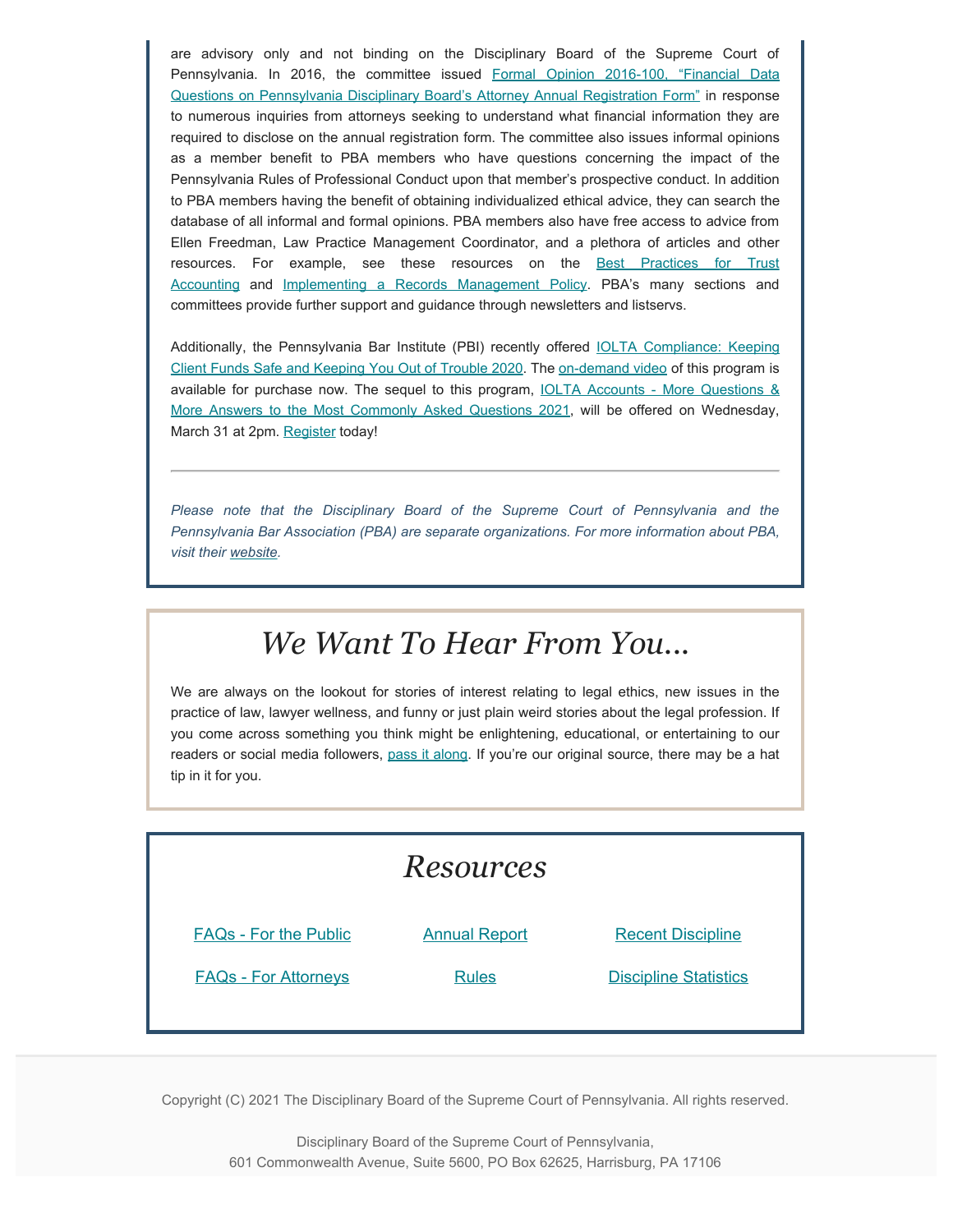are advisory only and not binding on the Disciplinary Board of the Supreme Court of Pennsylvania. In 2016, the committee issued Formal Opinion 2016-100, "Financial Data Questions on Pennsylvania Disciplinary Board's Attorney Annual Registration Form" in response to numerous inquiries from attorneys seeking to understand what financial information they are required to disclose on the annual registration form. The committee also issues informal opinions as a member benefit to PBA members who have questions concerning the impact of the Pennsylvania Rules of Professional Conduct upon that member's prospective conduct. In addition to PBA members having the benefit of obtaining individualized ethical advice, they can search the database of all informal and formal opinions. PBA members also have free access to advice from Ellen Freedman, Law Practice Management Coordinator, and a plethora of articles and other resources. For example, see these resources on the Best Practices for Trust Accounting and Implementing a Records Management Policy. PBA's many sections and committees provide further support and guidance through newsletters and listservs.

Additionally, the Pennsylvania Bar Institute (PBI) recently offered IOLTA Compliance: Keeping Client Funds Safe and Keeping You Out of Trouble 2020. The on-demand video of this program is available for purchase now. The sequel to this program, IOLTA Accounts - More Questions & More Answers to the Most Commonly Asked Questions 2021, will be offered on Wednesday, March 31 at 2pm. Register today!

---

*Please note that the Disciplinary Board of the Supreme Court of Pennsylvania and the Pennsylvania Bar Association (PBA) are separate organizations. For more information about PBA, visit their website.*

# *We Want To Hear From You...*

We are always on the lookout for stories of interest relating to legal ethics, new issues in the practice of law, lawyer wellness, and funny or just plain weird stories about the legal profession. If you come across something you think might be enlightening, educational, or entertaining to our readers or social media followers, pass it along. If you're our original source, there may be a hat tip in it for you.

# *Resources*

FAQs - For the Public

Annual Report

Recent Discipline

FAQs - For Attorneys

Rules

Discipline Statistics

Copyright (C) 2021 The Disciplinary Board of the Supreme Court of Pennsylvania. All rights reserved.

Disciplinary Board of the Supreme Court of Pennsylvania,
601 Commonwealth Avenue, Suite 5600, PO Box 62625, Harrisburg, PA 17106